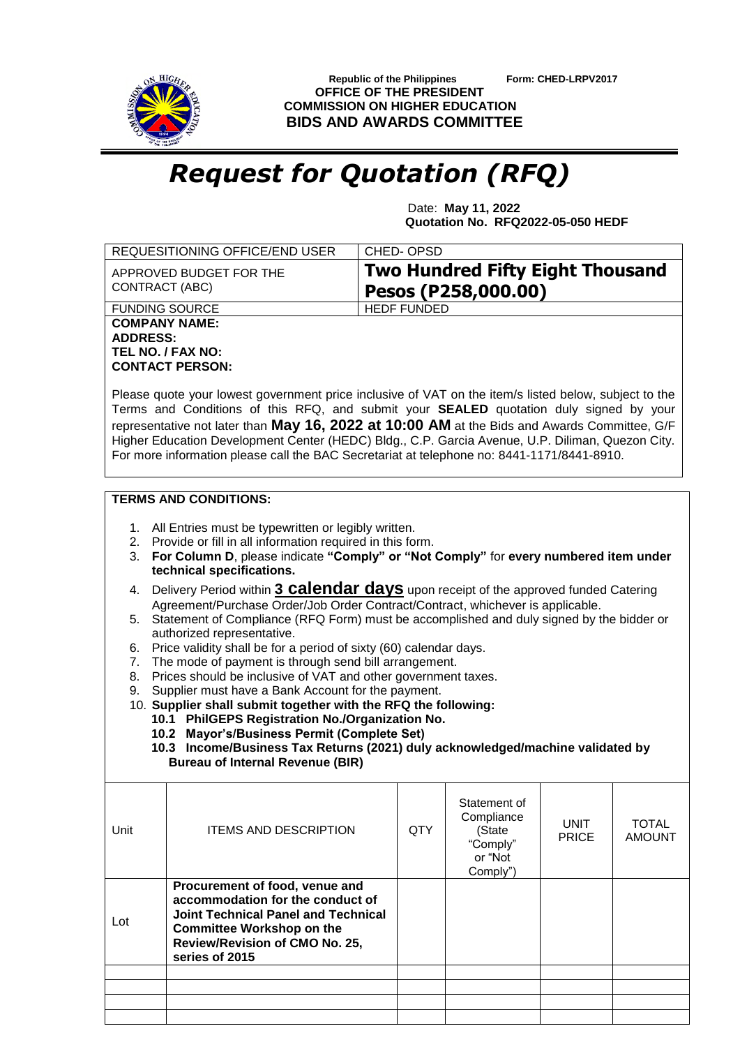**Republic of the Philippines** **Form: CHED-LRPV2017**
**OFFICE OF THE PRESIDENT**
**COMMISSION ON HIGHER EDUCATION**
**BIDS AND AWARDS COMMITTEE**

# *Request for Quotation (RFQ)*

Date: **May 11, 2022**
**Quotation No. RFQ2022-05-050 HEDF**

| REQUESITIONING OFFICE/END USER | CHED- OPSD |
|---|---|
| APPROVED BUDGET FOR THE CONTRACT (ABC) | **Two Hundred Fifty Eight Thousand Pesos (P258,000.00)** |
| FUNDING SOURCE | HEDF FUNDED |

**COMPANY NAME:**
**ADDRESS:**
**TEL NO. / FAX NO:**
**CONTACT PERSON:**

Please quote your lowest government price inclusive of VAT on the item/s listed below, subject to the Terms and Conditions of this RFQ, and submit your **SEALED** quotation duly signed by your representative not later than **May 16, 2022 at 10:00 AM** at the Bids and Awards Committee, G/F Higher Education Development Center (HEDC) Bldg., C.P. Garcia Avenue, U.P. Diliman, Quezon City. For more information please call the BAC Secretariat at telephone no: 8441-1171/8441-8910.

**TERMS AND CONDITIONS:**

1. All Entries must be typewritten or legibly written.
2. Provide or fill in all information required in this form.
3. **For Column D**, please indicate **"Comply" or "Not Comply"** for **every numbered item under technical specifications.**
4. Delivery Period within **3 calendar days** upon receipt of the approved funded Catering Agreement/Purchase Order/Job Order Contract/Contract, whichever is applicable.
5. Statement of Compliance (RFQ Form) must be accomplished and duly signed by the bidder or authorized representative.
6. Price validity shall be for a period of sixty (60) calendar days.
7. The mode of payment is through send bill arrangement.
8. Prices should be inclusive of VAT and other government taxes.
9. Supplier must have a Bank Account for the payment.
10. **Supplier shall submit together with the RFQ the following:**
    - **10.1 PhilGEPS Registration No./Organization No.**
    - **10.2 Mayor's/Business Permit (Complete Set)**
    - **10.3 Income/Business Tax Returns (2021) duly acknowledged/machine validated by Bureau of Internal Revenue (BIR)**

| Unit | ITEMS AND DESCRIPTION | QTY | Statement of Compliance (State "Comply" or "Not Comply") | UNIT PRICE | TOTAL AMOUNT |
|---|---|---|---|---|---|
| Lot | **Procurement of food, venue and accommodation for the conduct of Joint Technical Panel and Technical Committee Workshop on the Review/Revision of CMO No. 25, series of 2015** | | | | |
| | | | | | |
| | | | | | |
| | | | | | |
| | | | | | |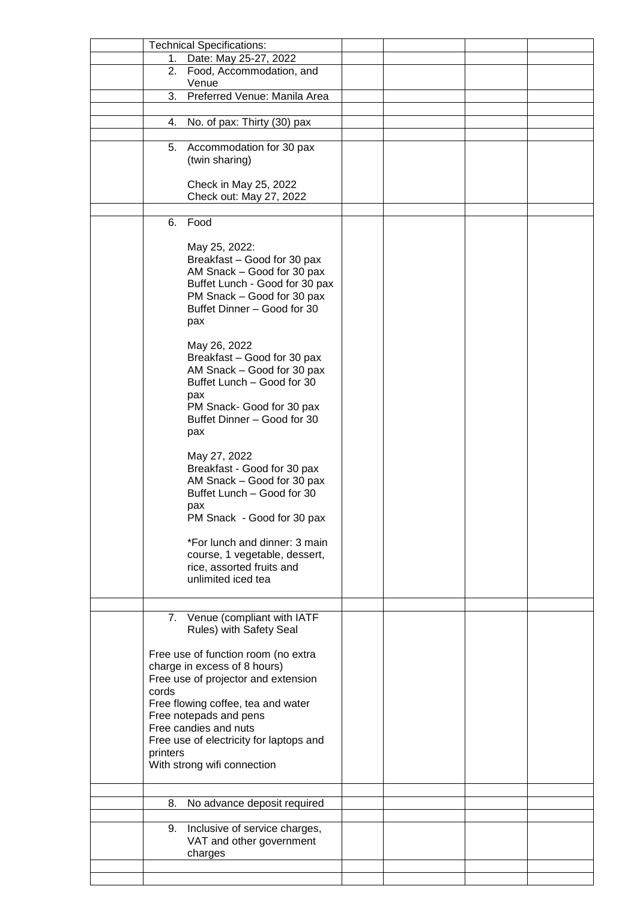| | | | | | |
|---|---|---|---|---|---|
| | Technical Specifications: | | | | |
| | 1. Date: May 25-27, 2022 | | | | |
| | 2. Food, Accommodation, and Venue | | | | |
| | 3. Preferred Venue: Manila Area | | | | |
| | | | | | |
| | 4. No. of pax: Thirty (30) pax | | | | |
| | | | | | |
| | 5. Accommodation for 30 pax (twin sharing)<br><br>Check in May 25, 2022<br>Check out: May 27, 2022 | | | | |
| | | | | | |
| | 6. Food<br><br>May 25, 2022:<br>Breakfast – Good for 30 pax<br>AM Snack – Good for 30 pax<br>Buffet Lunch - Good for 30 pax<br>PM Snack – Good for 30 pax<br>Buffet Dinner – Good for 30 pax<br><br>May 26, 2022<br>Breakfast – Good for 30 pax<br>AM Snack – Good for 30 pax<br>Buffet Lunch – Good for 30 pax<br>PM Snack- Good for 30 pax<br>Buffet Dinner – Good for 30 pax<br><br>May 27, 2022<br>Breakfast - Good for 30 pax<br>AM Snack – Good for 30 pax<br>Buffet Lunch – Good for 30 pax<br>PM Snack - Good for 30 pax<br><br>*For lunch and dinner: 3 main course, 1 vegetable, dessert, rice, assorted fruits and unlimited iced tea | | | | |
| | | | | | |
| | 7. Venue (compliant with IATF Rules) with Safety Seal<br><br>Free use of function room (no extra charge in excess of 8 hours)<br>Free use of projector and extension cords<br>Free flowing coffee, tea and water<br>Free notepads and pens<br>Free candies and nuts<br>Free use of electricity for laptops and printers<br>With strong wifi connection | | | | |
| | | | | | |
| | 8. No advance deposit required | | | | |
| | | | | | |
| | 9. Inclusive of service charges, VAT and other government charges | | | | |
| | | | | | |
| | | | | | |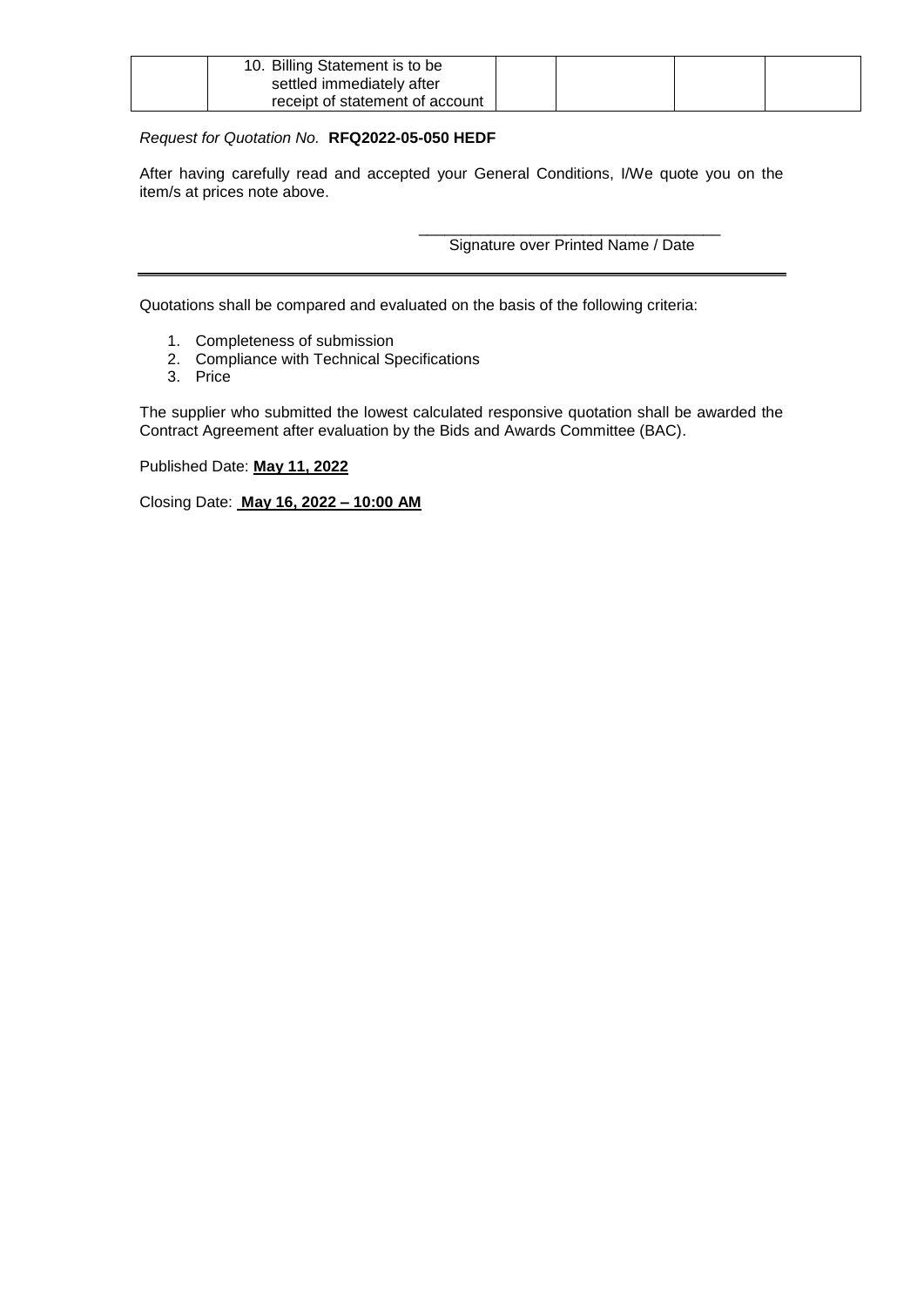| | | | | | |
|---|---|---|---|---|---|
| | 10. Billing Statement is to be settled immediately after receipt of statement of account | | | | |

*Request for Quotation No.* **RFQ2022-05-050 HEDF**

After having carefully read and accepted your General Conditions, I/We quote you on the item/s at prices note above.

\_\_\_\_\_\_\_\_\_\_\_\_\_\_\_\_\_\_\_\_\_\_\_\_\_\_\_\_\_\_\_\_\_\_\_\_

Signature over Printed Name / Date

---

Quotations shall be compared and evaluated on the basis of the following criteria:

1. Completeness of submission
2. Compliance with Technical Specifications
3. Price

The supplier who submitted the lowest calculated responsive quotation shall be awarded the Contract Agreement after evaluation by the Bids and Awards Committee (BAC).

Published Date: **May 11, 2022**

Closing Date: **May 16, 2022 – 10:00 AM**